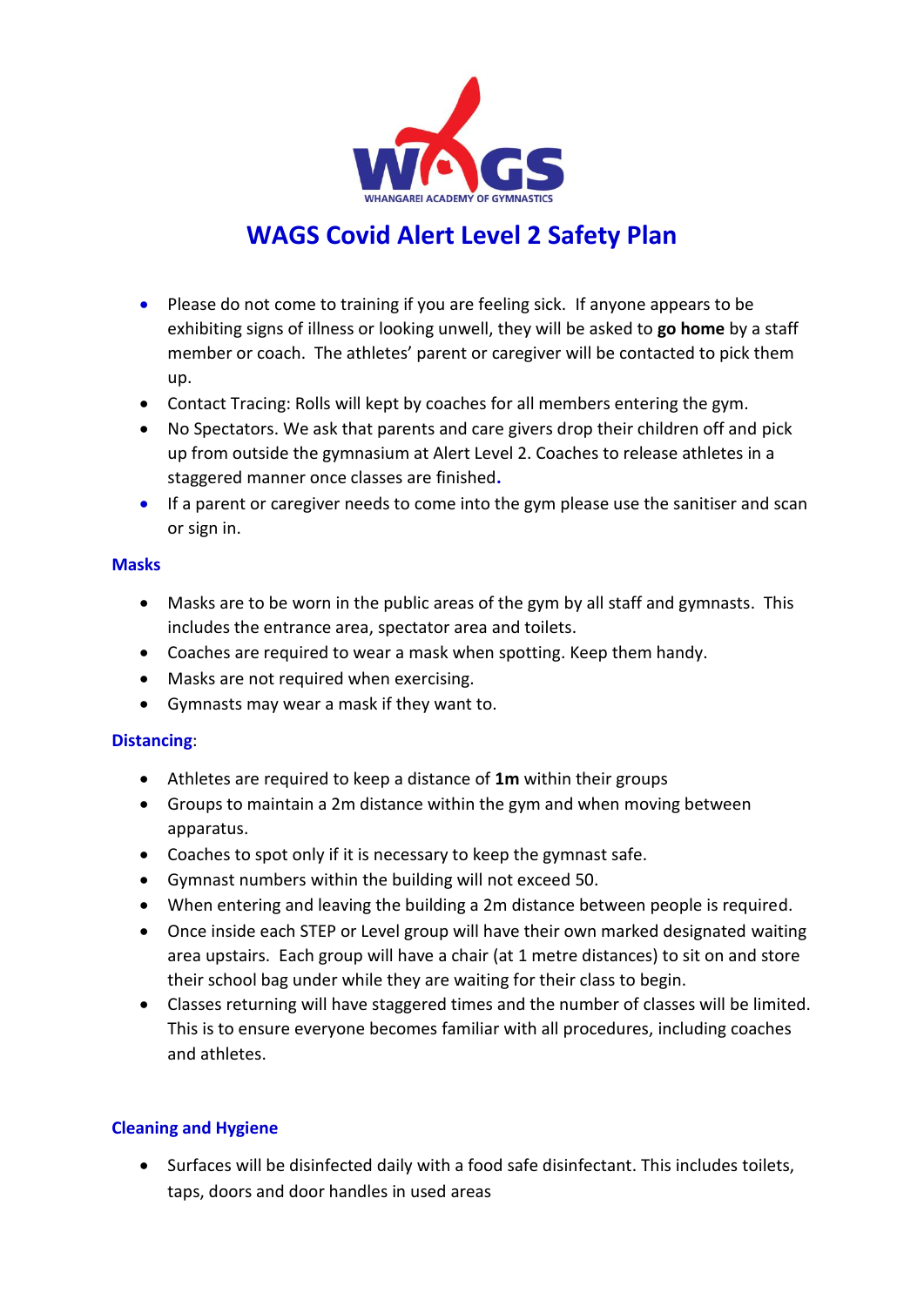WAGS
WHANGAREI ACADEMY OF GYMNASTICS

# WAGS Covid Alert Level 2 Safety Plan

- Please do not come to training if you are feeling sick. If anyone appears to be exhibiting signs of illness or looking unwell, they will be asked to **go home** by a staff member or coach. The athletes' parent or caregiver will be contacted to pick them up.
- Contact Tracing: Rolls will kept by coaches for all members entering the gym.
- No Spectators. We ask that parents and care givers drop their children off and pick up from outside the gymnasium at Alert Level 2. Coaches to release athletes in a staggered manner once classes are finished.
- If a parent or caregiver needs to come into the gym please use the sanitiser and scan or sign in.

## Masks

- Masks are to be worn in the public areas of the gym by all staff and gymnasts. This includes the entrance area, spectator area and toilets.
- Coaches are required to wear a mask when spotting. Keep them handy.
- Masks are not required when exercising.
- Gymnasts may wear a mask if they want to.

## Distancing:

- Athletes are required to keep a distance of **1m** within their groups
- Groups to maintain a 2m distance within the gym and when moving between apparatus.
- Coaches to spot only if it is necessary to keep the gymnast safe.
- Gymnast numbers within the building will not exceed 50.
- When entering and leaving the building a 2m distance between people is required.
- Once inside each STEP or Level group will have their own marked designated waiting area upstairs. Each group will have a chair (at 1 metre distances) to sit on and store their school bag under while they are waiting for their class to begin.
- Classes returning will have staggered times and the number of classes will be limited. This is to ensure everyone becomes familiar with all procedures, including coaches and athletes.

## Cleaning and Hygiene

- Surfaces will be disinfected daily with a food safe disinfectant. This includes toilets, taps, doors and door handles in used areas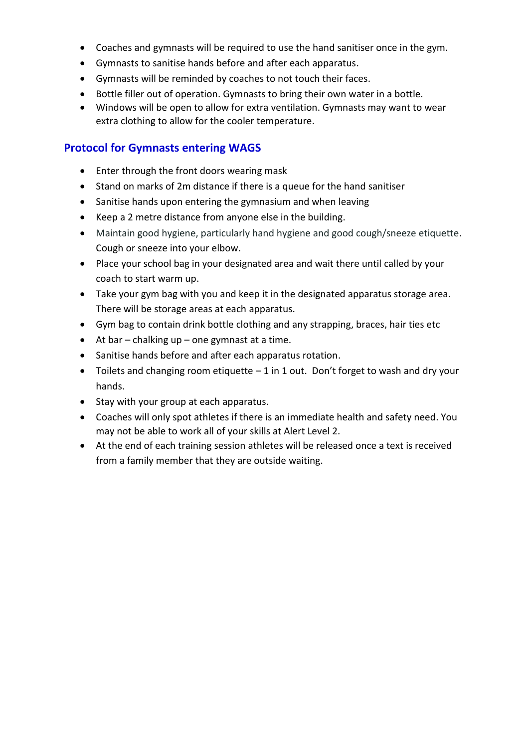- Coaches and gymnasts will be required to use the hand sanitiser once in the gym.
- Gymnasts to sanitise hands before and after each apparatus.
- Gymnasts will be reminded by coaches to not touch their faces.
- Bottle filler out of operation. Gymnasts to bring their own water in a bottle.
- Windows will be open to allow for extra ventilation. Gymnasts may want to wear extra clothing to allow for the cooler temperature.

## Protocol for Gymnasts entering WAGS

- Enter through the front doors wearing mask
- Stand on marks of 2m distance if there is a queue for the hand sanitiser
- Sanitise hands upon entering the gymnasium and when leaving
- Keep a 2 metre distance from anyone else in the building.
- Maintain good hygiene, particularly hand hygiene and good cough/sneeze etiquette. Cough or sneeze into your elbow.
- Place your school bag in your designated area and wait there until called by your coach to start warm up.
- Take your gym bag with you and keep it in the designated apparatus storage area. There will be storage areas at each apparatus.
- Gym bag to contain drink bottle clothing and any strapping, braces, hair ties etc
- At bar – chalking up – one gymnast at a time.
- Sanitise hands before and after each apparatus rotation.
- Toilets and changing room etiquette – 1 in 1 out. Don't forget to wash and dry your hands.
- Stay with your group at each apparatus.
- Coaches will only spot athletes if there is an immediate health and safety need. You may not be able to work all of your skills at Alert Level 2.
- At the end of each training session athletes will be released once a text is received from a family member that they are outside waiting.